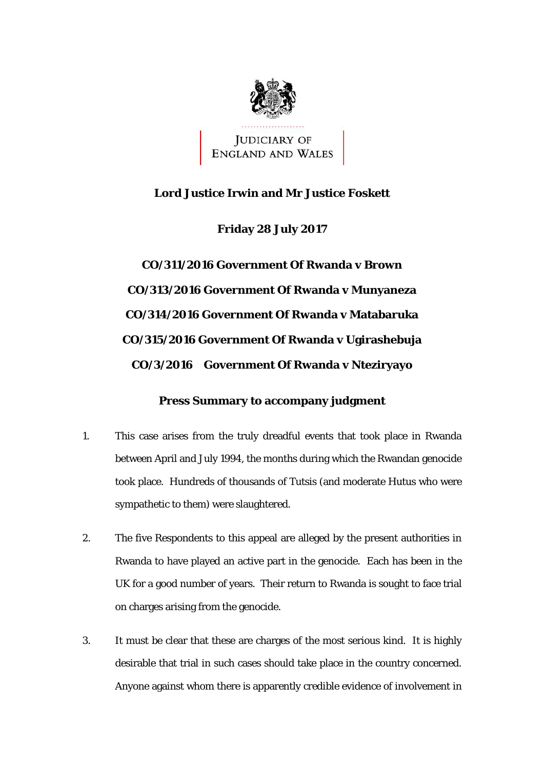JUDICIARY OF ENGLAND AND WALES

**Lord Justice Irwin and Mr Justice Foskett**

**Friday 28 July 2017**

**CO/311/2016 Government Of Rwanda v Brown**

**CO/313/2016 Government Of Rwanda v Munyaneza**

**CO/314/2016 Government Of Rwanda v Matabaruka**

**CO/315/2016 Government Of Rwanda v Ugirashebuja**

**CO/3/2016 Government Of Rwanda v Nteziryayo**

**Press Summary to accompany judgment**

1. This case arises from the truly dreadful events that took place in Rwanda between April and July 1994, the months during which the Rwandan genocide took place. Hundreds of thousands of Tutsis (and moderate Hutus who were sympathetic to them) were slaughtered.

2. The five Respondents to this appeal are alleged by the present authorities in Rwanda to have played an active part in the genocide. Each has been in the UK for a good number of years. Their return to Rwanda is sought to face trial on charges arising from the genocide.

3. It must be clear that these are charges of the most serious kind. It is highly desirable that trial in such cases should take place in the country concerned. Anyone against whom there is apparently credible evidence of involvement in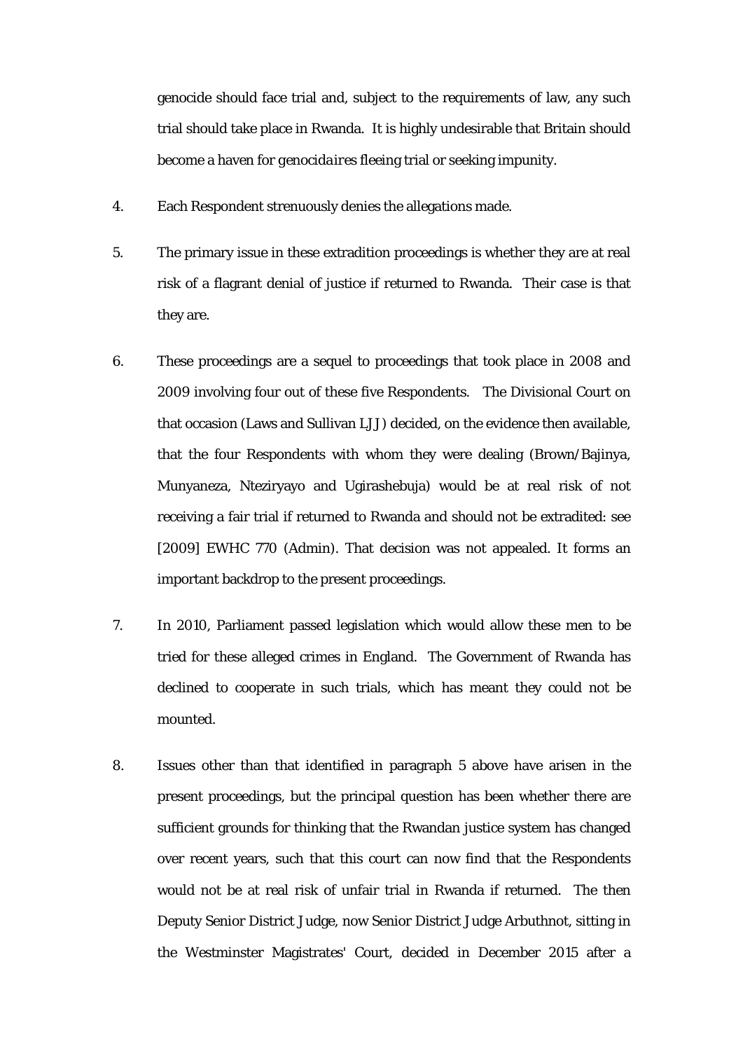genocide should face trial and, subject to the requirements of law, any such trial should take place in Rwanda. It is highly undesirable that Britain should become a haven for *genocidaires* fleeing trial or seeking impunity.

4. Each Respondent strenuously denies the allegations made.

5. The primary issue in these extradition proceedings is whether they are at real risk of a flagrant denial of justice if returned to Rwanda. Their case is that they are.

6. These proceedings are a sequel to proceedings that took place in 2008 and 2009 involving four out of these five Respondents. The Divisional Court on that occasion (Laws and Sullivan LJJ) decided, on the evidence then available, that the four Respondents with whom they were dealing (Brown/Bajinya, Munyaneza, Nteziryayo and Ugirashebuja) would be at real risk of not receiving a fair trial if returned to Rwanda and should not be extradited: see [2009] EWHC 770 (Admin). That decision was not appealed. It forms an important backdrop to the present proceedings.

7. In 2010, Parliament passed legislation which would allow these men to be tried for these alleged crimes in England. The Government of Rwanda has declined to cooperate in such trials, which has meant they could not be mounted.

8. Issues other than that identified in paragraph 5 above have arisen in the present proceedings, but the principal question has been whether there are sufficient grounds for thinking that the Rwandan justice system has changed over recent years, such that this court can now find that the Respondents would not be at real risk of unfair trial in Rwanda if returned. The then Deputy Senior District Judge, now Senior District Judge Arbuthnot, sitting in the Westminster Magistrates' Court, decided in December 2015 after a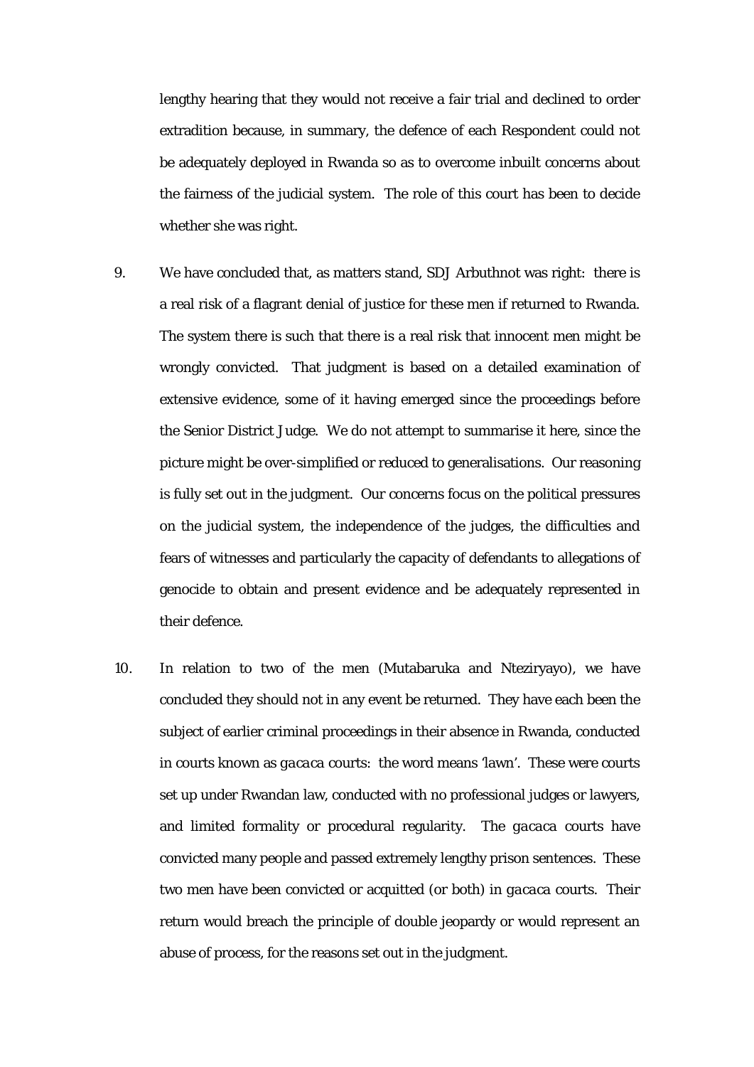lengthy hearing that they would not receive a fair trial and declined to order extradition because, in summary, the defence of each Respondent could not be adequately deployed in Rwanda so as to overcome inbuilt concerns about the fairness of the judicial system. The role of this court has been to decide whether she was right.

9. We have concluded that, as matters stand, SDJ Arbuthnot was right: there is a real risk of a flagrant denial of justice for these men if returned to Rwanda. The system there is such that there is a real risk that innocent men might be wrongly convicted. That judgment is based on a detailed examination of extensive evidence, some of it having emerged since the proceedings before the Senior District Judge. We do not attempt to summarise it here, since the picture might be over-simplified or reduced to generalisations. Our reasoning is fully set out in the judgment. Our concerns focus on the political pressures on the judicial system, the independence of the judges, the difficulties and fears of witnesses and particularly the capacity of defendants to allegations of genocide to obtain and present evidence and be adequately represented in their defence.

10. In relation to two of the men (Mutabaruka and Nteziryayo), we have concluded they should not in any event be returned. They have each been the subject of earlier criminal proceedings in their absence in Rwanda, conducted in courts known as *gacaca* courts: the word means 'lawn'. These were courts set up under Rwandan law, conducted with no professional judges or lawyers, and limited formality or procedural regularity. The *gacaca* courts have convicted many people and passed extremely lengthy prison sentences. These two men have been convicted or acquitted (or both) in *gacaca* courts. Their return would breach the principle of double jeopardy or would represent an abuse of process, for the reasons set out in the judgment.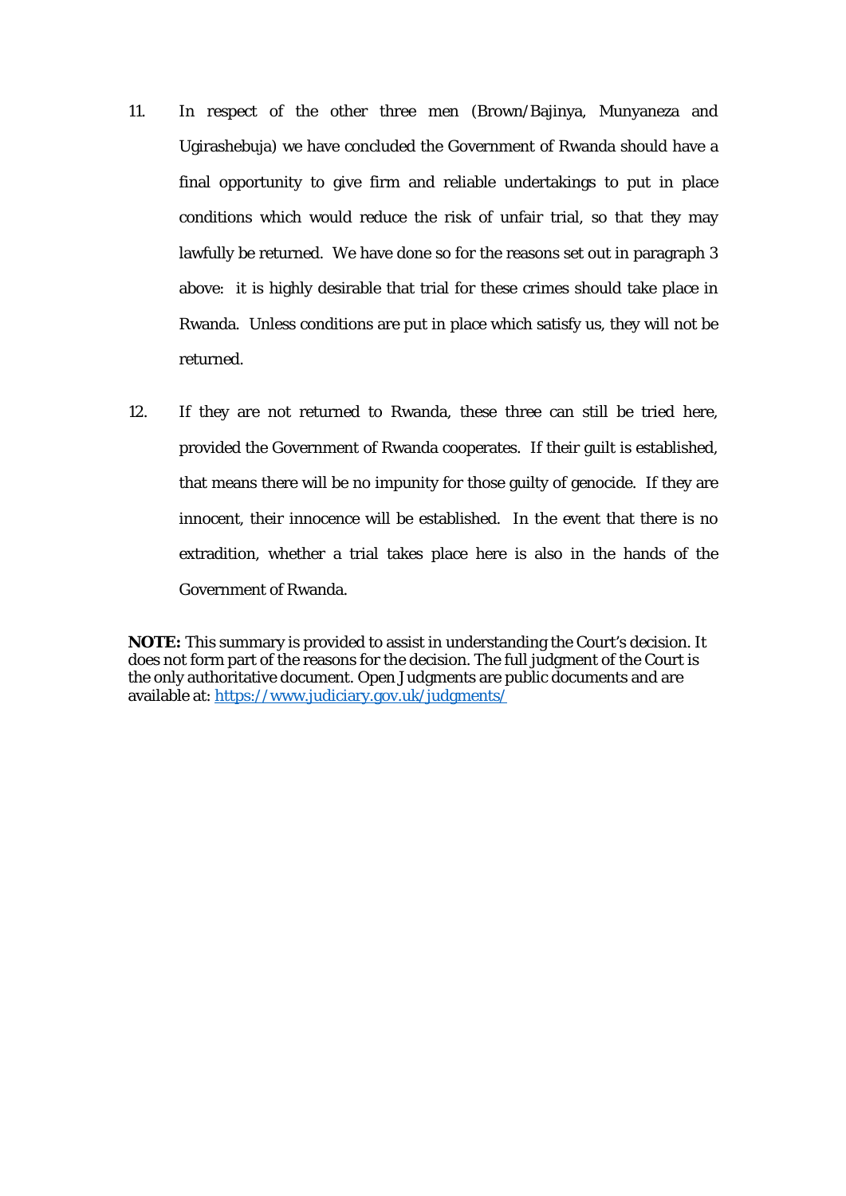11. In respect of the other three men (Brown/Bajinya, Munyaneza and Ugirashebuja) we have concluded the Government of Rwanda should have a final opportunity to give firm and reliable undertakings to put in place conditions which would reduce the risk of unfair trial, so that they may lawfully be returned. We have done so for the reasons set out in paragraph 3 above: it is highly desirable that trial for these crimes should take place in Rwanda. Unless conditions are put in place which satisfy us, they will not be returned.

12. If they are not returned to Rwanda, these three can still be tried here, provided the Government of Rwanda cooperates. If their guilt is established, that means there will be no impunity for those guilty of genocide. If they are innocent, their innocence will be established. In the event that there is no extradition, whether a trial takes place here is also in the hands of the Government of Rwanda.

**NOTE:** This summary is provided to assist in understanding the Court's decision. It does not form part of the reasons for the decision. The full judgment of the Court is the only authoritative document. Open Judgments are public documents and are available at: [https://www.judiciary.gov.uk/judgments/](https://www.judiciary.gov.uk/judgments/)